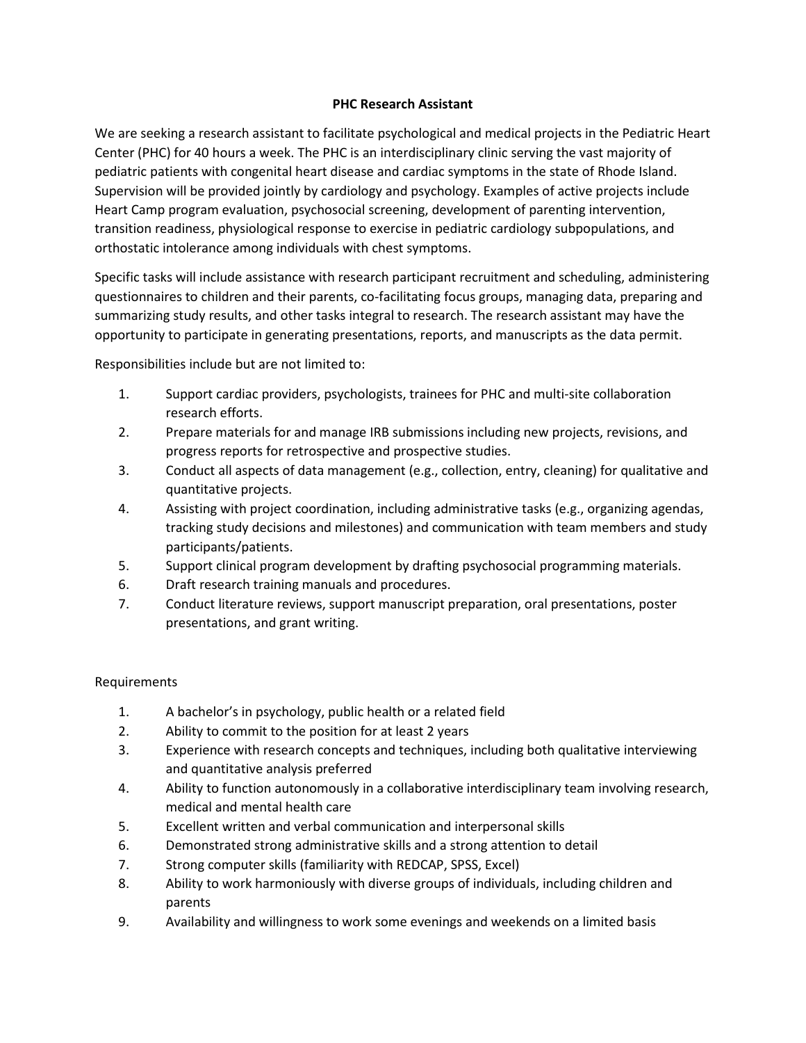# PHC Research Assistant

We are seeking a research assistant to facilitate psychological and medical projects in the Pediatric Heart Center (PHC) for 40 hours a week. The PHC is an interdisciplinary clinic serving the vast majority of pediatric patients with congenital heart disease and cardiac symptoms in the state of Rhode Island. Supervision will be provided jointly by cardiology and psychology. Examples of active projects include Heart Camp program evaluation, psychosocial screening, development of parenting intervention, transition readiness, physiological response to exercise in pediatric cardiology subpopulations, and orthostatic intolerance among individuals with chest symptoms.

Specific tasks will include assistance with research participant recruitment and scheduling, administering questionnaires to children and their parents, co-facilitating focus groups, managing data, preparing and summarizing study results, and other tasks integral to research. The research assistant may have the opportunity to participate in generating presentations, reports, and manuscripts as the data permit.

Responsibilities include but are not limited to:

1. Support cardiac providers, psychologists, trainees for PHC and multi-site collaboration research efforts.
2. Prepare materials for and manage IRB submissions including new projects, revisions, and progress reports for retrospective and prospective studies.
3. Conduct all aspects of data management (e.g., collection, entry, cleaning) for qualitative and quantitative projects.
4. Assisting with project coordination, including administrative tasks (e.g., organizing agendas, tracking study decisions and milestones) and communication with team members and study participants/patients.
5. Support clinical program development by drafting psychosocial programming materials.
6. Draft research training manuals and procedures.
7. Conduct literature reviews, support manuscript preparation, oral presentations, poster presentations, and grant writing.

Requirements

1. A bachelor's in psychology, public health or a related field
2. Ability to commit to the position for at least 2 years
3. Experience with research concepts and techniques, including both qualitative interviewing and quantitative analysis preferred
4. Ability to function autonomously in a collaborative interdisciplinary team involving research, medical and mental health care
5. Excellent written and verbal communication and interpersonal skills
6. Demonstrated strong administrative skills and a strong attention to detail
7. Strong computer skills (familiarity with REDCAP, SPSS, Excel)
8. Ability to work harmoniously with diverse groups of individuals, including children and parents
9. Availability and willingness to work some evenings and weekends on a limited basis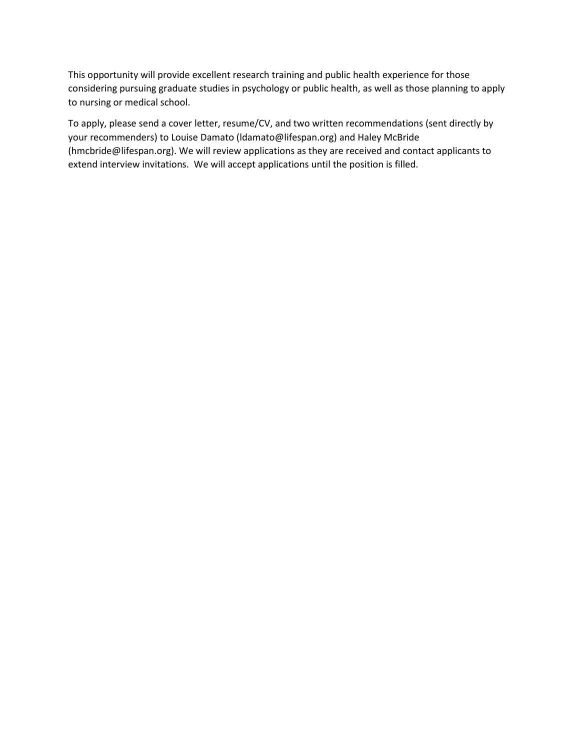This opportunity will provide excellent research training and public health experience for those considering pursuing graduate studies in psychology or public health, as well as those planning to apply to nursing or medical school.

To apply, please send a cover letter, resume/CV, and two written recommendations (sent directly by your recommenders) to Louise Damato (ldamato@lifespan.org) and Haley McBride (hmcbride@lifespan.org). We will review applications as they are received and contact applicants to extend interview invitations. We will accept applications until the position is filled.